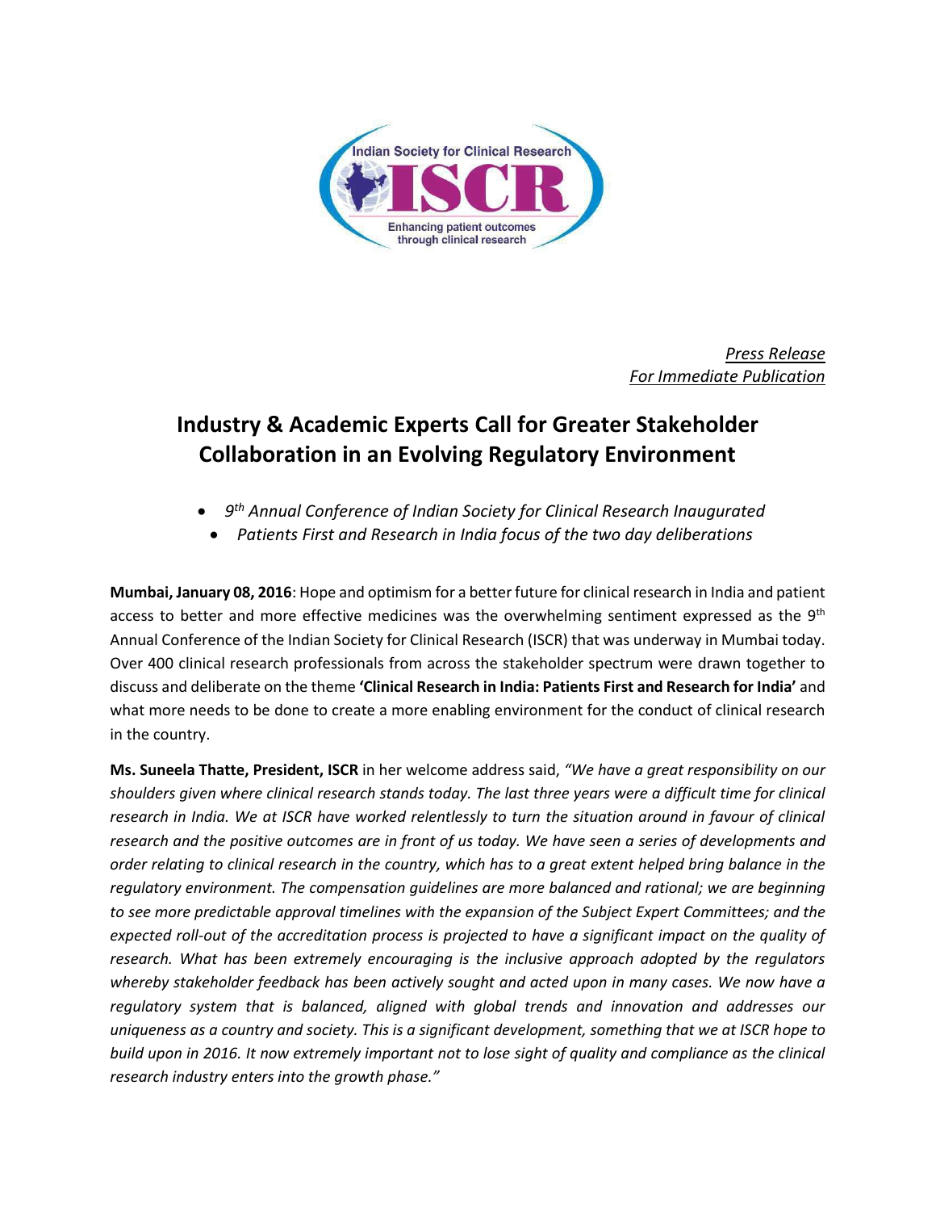*Press Release*
*For Immediate Publication*

# Industry & Academic Experts Call for Greater Stakeholder Collaboration in an Evolving Regulatory Environment

- *9th Annual Conference of Indian Society for Clinical Research Inaugurated*
- *Patients First and Research in India focus of the two day deliberations*

**Mumbai, January 08, 2016**: Hope and optimism for a better future for clinical research in India and patient access to better and more effective medicines was the overwhelming sentiment expressed as the 9th Annual Conference of the Indian Society for Clinical Research (ISCR) that was underway in Mumbai today. Over 400 clinical research professionals from across the stakeholder spectrum were drawn together to discuss and deliberate on the theme **'Clinical Research in India: Patients First and Research for India'** and what more needs to be done to create a more enabling environment for the conduct of clinical research in the country.

**Ms. Suneela Thatte, President, ISCR** in her welcome address said, *"We have a great responsibility on our shoulders given where clinical research stands today. The last three years were a difficult time for clinical research in India. We at ISCR have worked relentlessly to turn the situation around in favour of clinical research and the positive outcomes are in front of us today. We have seen a series of developments and order relating to clinical research in the country, which has to a great extent helped bring balance in the regulatory environment. The compensation guidelines are more balanced and rational; we are beginning to see more predictable approval timelines with the expansion of the Subject Expert Committees; and the expected roll-out of the accreditation process is projected to have a significant impact on the quality of research. What has been extremely encouraging is the inclusive approach adopted by the regulators whereby stakeholder feedback has been actively sought and acted upon in many cases. We now have a regulatory system that is balanced, aligned with global trends and innovation and addresses our uniqueness as a country and society. This is a significant development, something that we at ISCR hope to build upon in 2016. It now extremely important not to lose sight of quality and compliance as the clinical research industry enters into the growth phase."*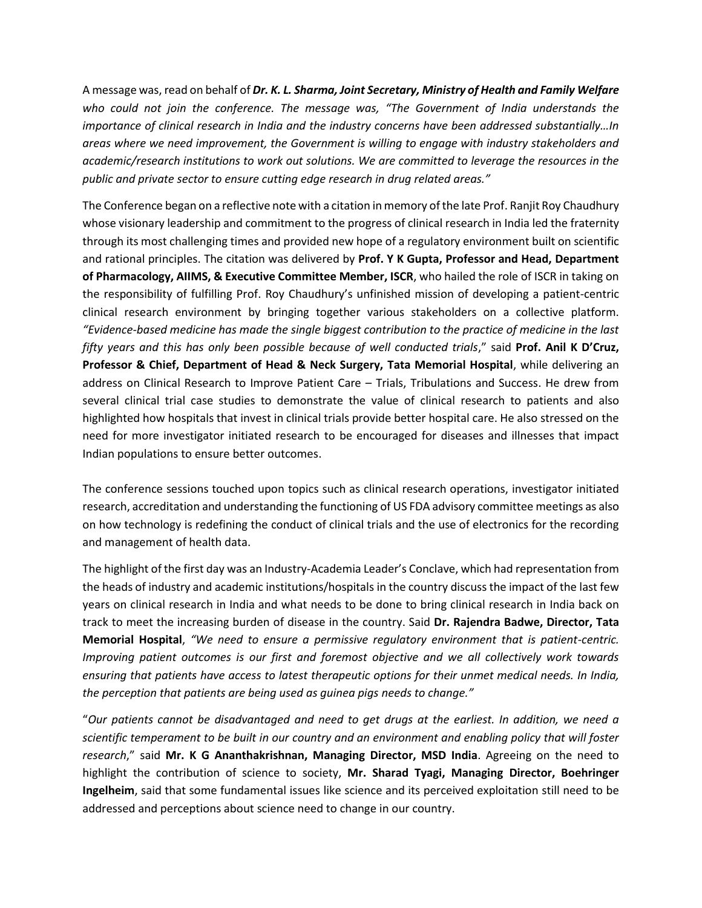A message was, read on behalf of ***Dr. K. L. Sharma, Joint Secretary, Ministry of Health and Family Welfare*** *who could not join the conference. The message was, "The Government of India understands the importance of clinical research in India and the industry concerns have been addressed substantially…In areas where we need improvement, the Government is willing to engage with industry stakeholders and academic/research institutions to work out solutions. We are committed to leverage the resources in the public and private sector to ensure cutting edge research in drug related areas."*

The Conference began on a reflective note with a citation in memory of the late Prof. Ranjit Roy Chaudhury whose visionary leadership and commitment to the progress of clinical research in India led the fraternity through its most challenging times and provided new hope of a regulatory environment built on scientific and rational principles. The citation was delivered by **Prof. Y K Gupta, Professor and Head, Department of Pharmacology, AIIMS, & Executive Committee Member, ISCR**, who hailed the role of ISCR in taking on the responsibility of fulfilling Prof. Roy Chaudhury's unfinished mission of developing a patient-centric clinical research environment by bringing together various stakeholders on a collective platform. *"Evidence-based medicine has made the single biggest contribution to the practice of medicine in the last fifty years and this has only been possible because of well conducted trials*," said **Prof. Anil K D'Cruz, Professor & Chief, Department of Head & Neck Surgery, Tata Memorial Hospital**, while delivering an address on Clinical Research to Improve Patient Care – Trials, Tribulations and Success. He drew from several clinical trial case studies to demonstrate the value of clinical research to patients and also highlighted how hospitals that invest in clinical trials provide better hospital care. He also stressed on the need for more investigator initiated research to be encouraged for diseases and illnesses that impact Indian populations to ensure better outcomes.

The conference sessions touched upon topics such as clinical research operations, investigator initiated research, accreditation and understanding the functioning of US FDA advisory committee meetings as also on how technology is redefining the conduct of clinical trials and the use of electronics for the recording and management of health data.

The highlight of the first day was an Industry-Academia Leader's Conclave, which had representation from the heads of industry and academic institutions/hospitals in the country discuss the impact of the last few years on clinical research in India and what needs to be done to bring clinical research in India back on track to meet the increasing burden of disease in the country. Said **Dr. Rajendra Badwe, Director, Tata Memorial Hospital**, *"We need to ensure a permissive regulatory environment that is patient-centric. Improving patient outcomes is our first and foremost objective and we all collectively work towards ensuring that patients have access to latest therapeutic options for their unmet medical needs. In India, the perception that patients are being used as guinea pigs needs to change."*

"*Our patients cannot be disadvantaged and need to get drugs at the earliest. In addition, we need a scientific temperament to be built in our country and an environment and enabling policy that will foster research*," said **Mr. K G Ananthakrishnan, Managing Director, MSD India**. Agreeing on the need to highlight the contribution of science to society, **Mr. Sharad Tyagi, Managing Director, Boehringer Ingelheim**, said that some fundamental issues like science and its perceived exploitation still need to be addressed and perceptions about science need to change in our country.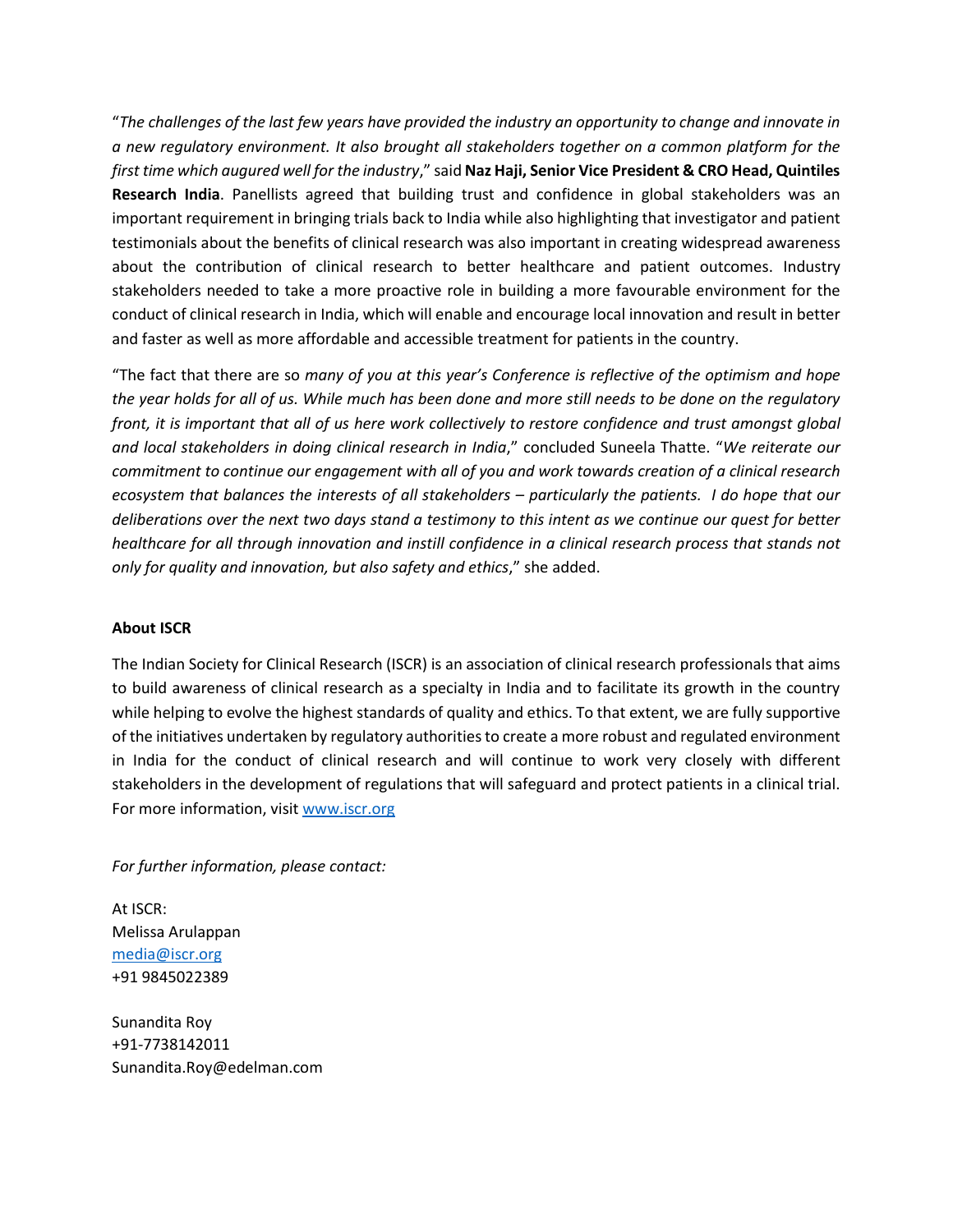"*The challenges of the last few years have provided the industry an opportunity to change and innovate in a new regulatory environment. It also brought all stakeholders together on a common platform for the first time which augured well for the industry*," said **Naz Haji, Senior Vice President & CRO Head, Quintiles Research India**. Panellists agreed that building trust and confidence in global stakeholders was an important requirement in bringing trials back to India while also highlighting that investigator and patient testimonials about the benefits of clinical research was also important in creating widespread awareness about the contribution of clinical research to better healthcare and patient outcomes. Industry stakeholders needed to take a more proactive role in building a more favourable environment for the conduct of clinical research in India, which will enable and encourage local innovation and result in better and faster as well as more affordable and accessible treatment for patients in the country.

"The fact that there are so *many of you at this year's Conference is reflective of the optimism and hope the year holds for all of us. While much has been done and more still needs to be done on the regulatory front, it is important that all of us here work collectively to restore confidence and trust amongst global and local stakeholders in doing clinical research in India*," concluded Suneela Thatte. "*We reiterate our commitment to continue our engagement with all of you and work towards creation of a clinical research ecosystem that balances the interests of all stakeholders – particularly the patients. I do hope that our deliberations over the next two days stand a testimony to this intent as we continue our quest for better healthcare for all through innovation and instill confidence in a clinical research process that stands not only for quality and innovation, but also safety and ethics*," she added.

**About ISCR**

The Indian Society for Clinical Research (ISCR) is an association of clinical research professionals that aims to build awareness of clinical research as a specialty in India and to facilitate its growth in the country while helping to evolve the highest standards of quality and ethics. To that extent, we are fully supportive of the initiatives undertaken by regulatory authorities to create a more robust and regulated environment in India for the conduct of clinical research and will continue to work very closely with different stakeholders in the development of regulations that will safeguard and protect patients in a clinical trial. For more information, visit [www.iscr.org](http://www.iscr.org)

*For further information, please contact:*

At ISCR:
Melissa Arulappan
[media@iscr.org](mailto:media@iscr.org)
+91 9845022389

Sunandita Roy
+91-7738142011
Sunandita.Roy@edelman.com